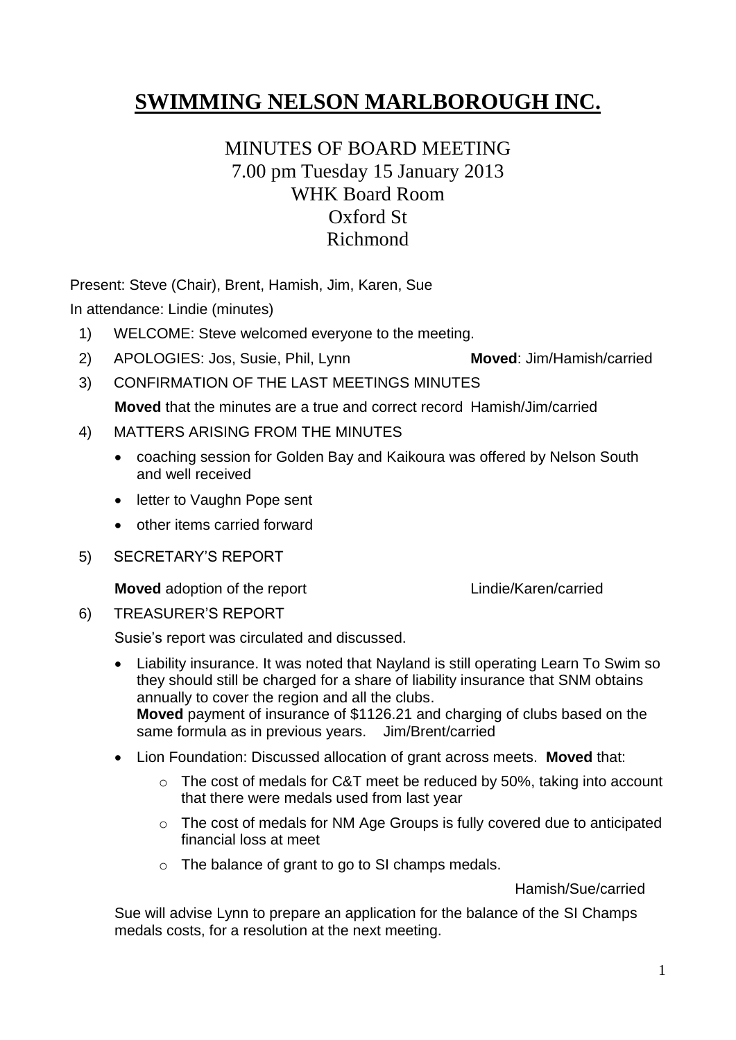# SWIMMING NELSON MARLBOROUGH INC.

## MINUTES OF BOARD MEETING
7.00 pm Tuesday 15 January 2013
WHK Board Room
Oxford St
Richmond

Present: Steve (Chair), Brent, Hamish, Jim, Karen, Sue

In attendance: Lindie (minutes)

1) WELCOME: Steve welcomed everyone to the meeting.
2) APOLOGIES: Jos, Susie, Phil, Lynn **Moved**: Jim/Hamish/carried
3) CONFIRMATION OF THE LAST MEETINGS MINUTES

   **Moved** that the minutes are a true and correct record Hamish/Jim/carried
4) MATTERS ARISING FROM THE MINUTES
   - coaching session for Golden Bay and Kaikoura was offered by Nelson South and well received
   - letter to Vaughn Pope sent
   - other items carried forward
5) SECRETARY'S REPORT

   **Moved** adoption of the report Lindie/Karen/carried
6) TREASURER'S REPORT

   Susie's report was circulated and discussed.
   - Liability insurance. It was noted that Nayland is still operating Learn To Swim so they should still be charged for a share of liability insurance that SNM obtains annually to cover the region and all the clubs.
     **Moved** payment of insurance of $1126.21 and charging of clubs based on the same formula as in previous years. Jim/Brent/carried
   - Lion Foundation: Discussed allocation of grant across meets. **Moved** that:
     - The cost of medals for C&T meet be reduced by 50%, taking into account that there were medals used from last year
     - The cost of medals for NM Age Groups is fully covered due to anticipated financial loss at meet
     - The balance of grant to go to SI champs medals.

     Hamish/Sue/carried

   Sue will advise Lynn to prepare an application for the balance of the SI Champs medals costs, for a resolution at the next meeting.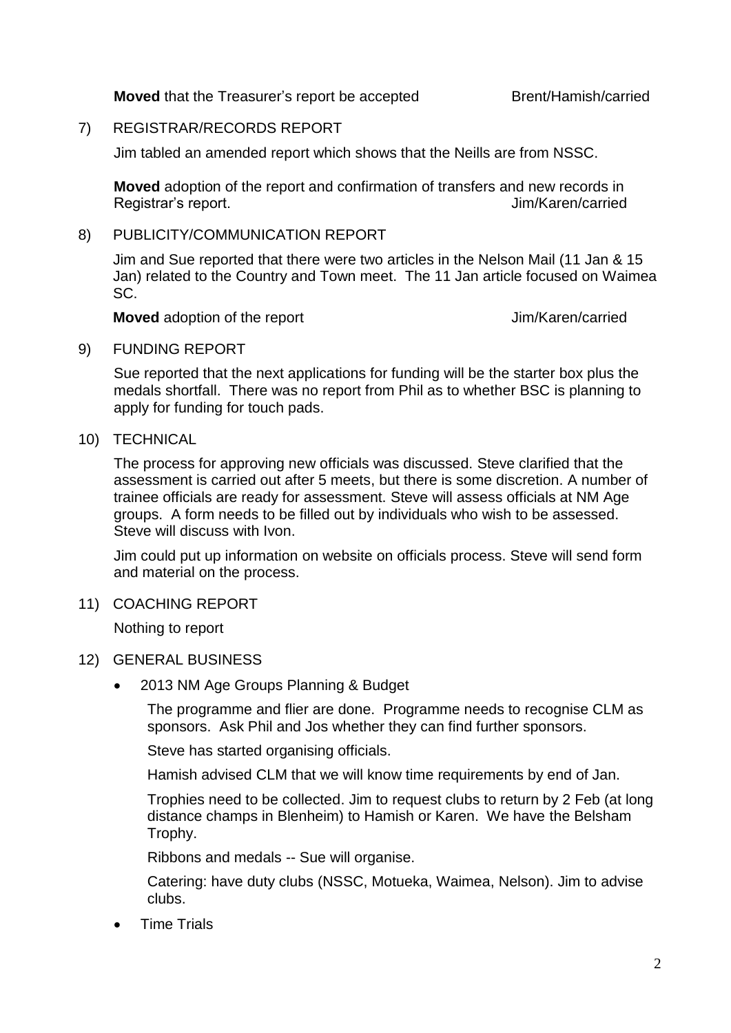**Moved** that the Treasurer's report be accepted Brent/Hamish/carried

7) REGISTRAR/RECORDS REPORT

Jim tabled an amended report which shows that the Neills are from NSSC.

**Moved** adoption of the report and confirmation of transfers and new records in Registrar's report. Jim/Karen/carried

8) PUBLICITY/COMMUNICATION REPORT

Jim and Sue reported that there were two articles in the Nelson Mail (11 Jan & 15 Jan) related to the Country and Town meet. The 11 Jan article focused on Waimea SC.

**Moved** adoption of the report Jim/Karen/carried

9) FUNDING REPORT

Sue reported that the next applications for funding will be the starter box plus the medals shortfall. There was no report from Phil as to whether BSC is planning to apply for funding for touch pads.

10) TECHNICAL

The process for approving new officials was discussed. Steve clarified that the assessment is carried out after 5 meets, but there is some discretion. A number of trainee officials are ready for assessment. Steve will assess officials at NM Age groups. A form needs to be filled out by individuals who wish to be assessed. Steve will discuss with Ivon.

Jim could put up information on website on officials process. Steve will send form and material on the process.

11) COACHING REPORT

Nothing to report

12) GENERAL BUSINESS

- 2013 NM Age Groups Planning & Budget

  The programme and flier are done. Programme needs to recognise CLM as sponsors. Ask Phil and Jos whether they can find further sponsors.

  Steve has started organising officials.

  Hamish advised CLM that we will know time requirements by end of Jan.

  Trophies need to be collected. Jim to request clubs to return by 2 Feb (at long distance champs in Blenheim) to Hamish or Karen. We have the Belsham Trophy.

  Ribbons and medals -- Sue will organise.

  Catering: have duty clubs (NSSC, Motueka, Waimea, Nelson). Jim to advise clubs.

- Time Trials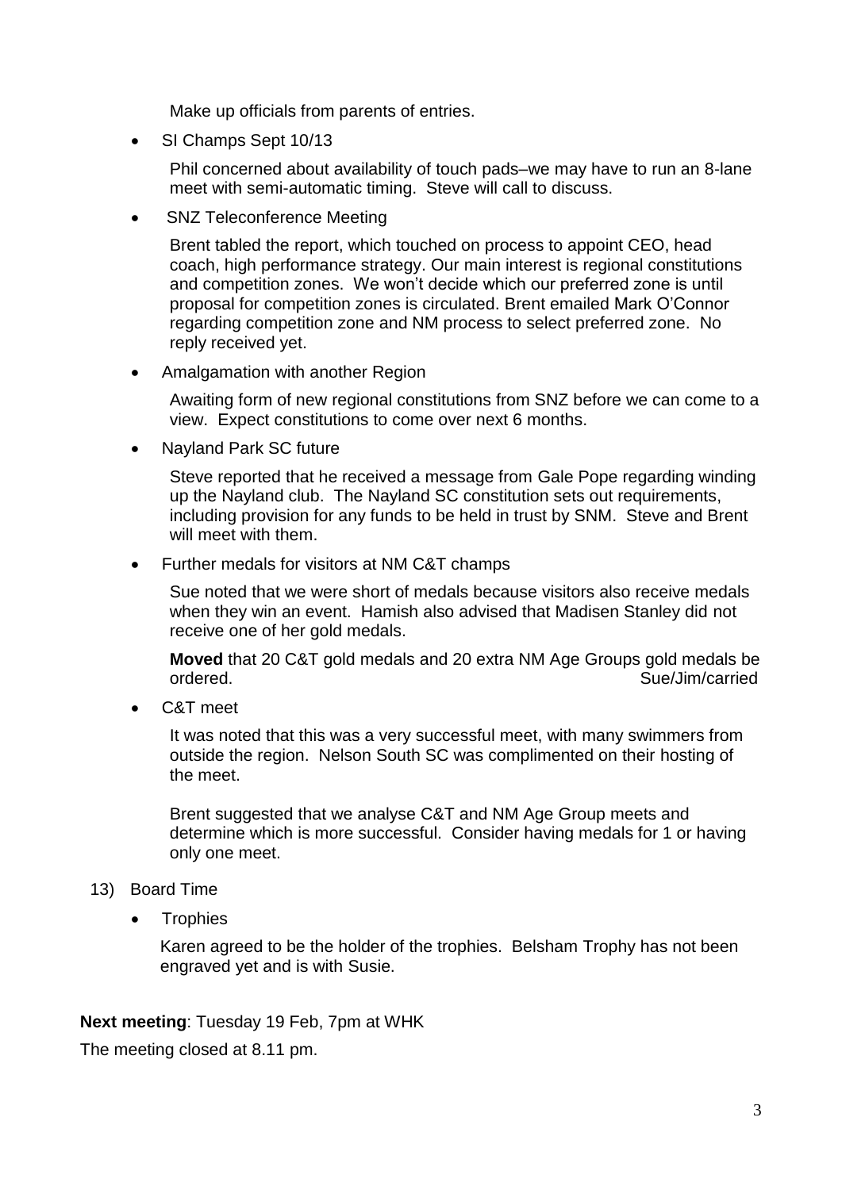Make up officials from parents of entries.

- SI Champs Sept 10/13

  Phil concerned about availability of touch pads–we may have to run an 8-lane meet with semi-automatic timing. Steve will call to discuss.

- SNZ Teleconference Meeting

  Brent tabled the report, which touched on process to appoint CEO, head coach, high performance strategy. Our main interest is regional constitutions and competition zones. We won't decide which our preferred zone is until proposal for competition zones is circulated. Brent emailed Mark O'Connor regarding competition zone and NM process to select preferred zone. No reply received yet.

- Amalgamation with another Region

  Awaiting form of new regional constitutions from SNZ before we can come to a view. Expect constitutions to come over next 6 months.

- Nayland Park SC future

  Steve reported that he received a message from Gale Pope regarding winding up the Nayland club. The Nayland SC constitution sets out requirements, including provision for any funds to be held in trust by SNM. Steve and Brent will meet with them.

- Further medals for visitors at NM C&T champs

  Sue noted that we were short of medals because visitors also receive medals when they win an event. Hamish also advised that Madisen Stanley did not receive one of her gold medals.

  **Moved** that 20 C&T gold medals and 20 extra NM Age Groups gold medals be ordered. Sue/Jim/carried

- C&T meet

  It was noted that this was a very successful meet, with many swimmers from outside the region. Nelson South SC was complimented on their hosting of the meet.

  Brent suggested that we analyse C&T and NM Age Group meets and determine which is more successful. Consider having medals for 1 or having only one meet.

13) Board Time

- Trophies

  Karen agreed to be the holder of the trophies. Belsham Trophy has not been engraved yet and is with Susie.

**Next meeting**: Tuesday 19 Feb, 7pm at WHK

The meeting closed at 8.11 pm.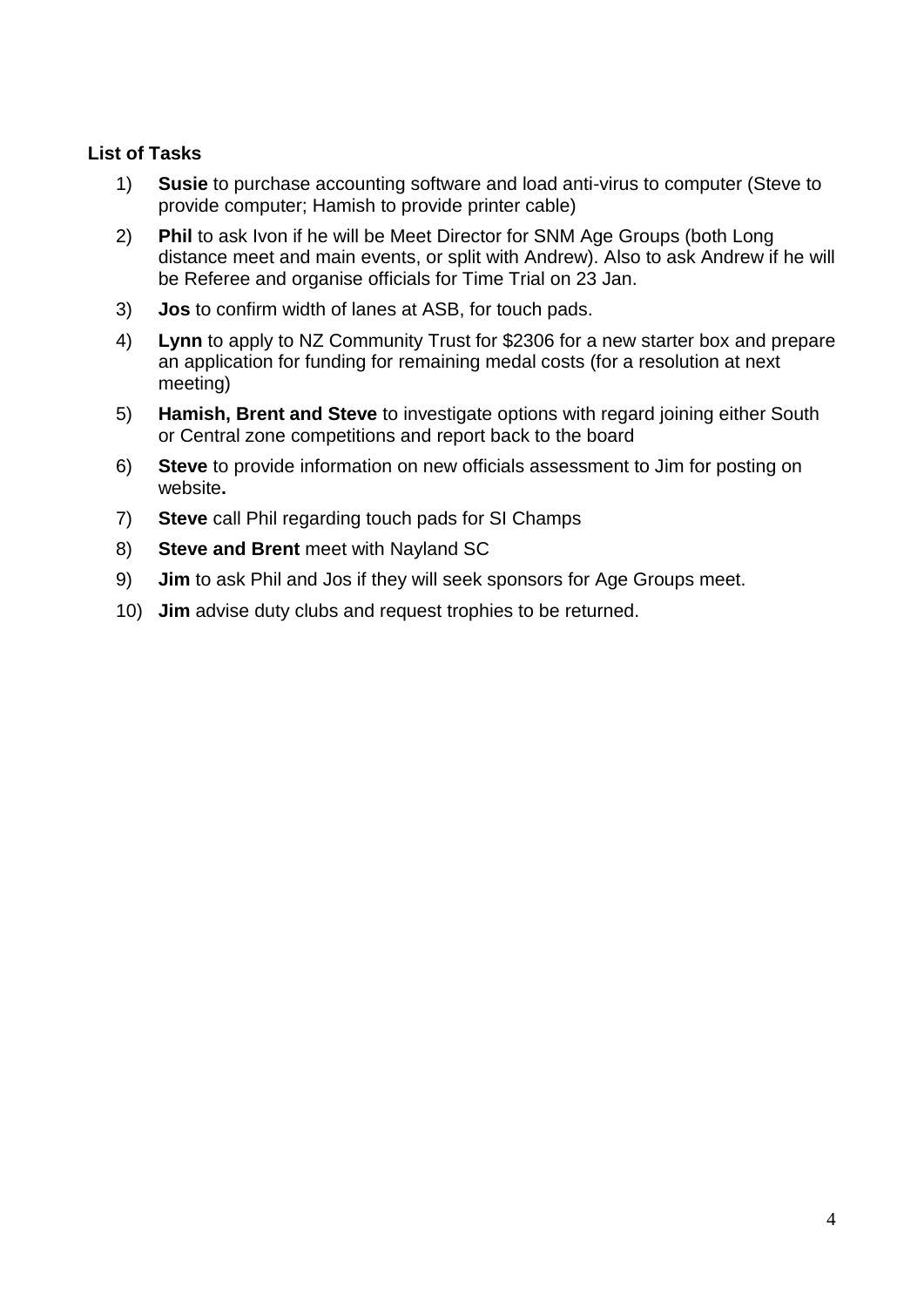**List of Tasks**

1) **Susie** to purchase accounting software and load anti-virus to computer (Steve to provide computer; Hamish to provide printer cable)
2) **Phil** to ask Ivon if he will be Meet Director for SNM Age Groups (both Long distance meet and main events, or split with Andrew). Also to ask Andrew if he will be Referee and organise officials for Time Trial on 23 Jan.
3) **Jos** to confirm width of lanes at ASB, for touch pads.
4) **Lynn** to apply to NZ Community Trust for $2306 for a new starter box and prepare an application for funding for remaining medal costs (for a resolution at next meeting)
5) **Hamish, Brent and Steve** to investigate options with regard joining either South or Central zone competitions and report back to the board
6) **Steve** to provide information on new officials assessment to Jim for posting on website**.**
7) **Steve** call Phil regarding touch pads for SI Champs
8) **Steve and Brent** meet with Nayland SC
9) **Jim** to ask Phil and Jos if they will seek sponsors for Age Groups meet.
10) **Jim** advise duty clubs and request trophies to be returned.